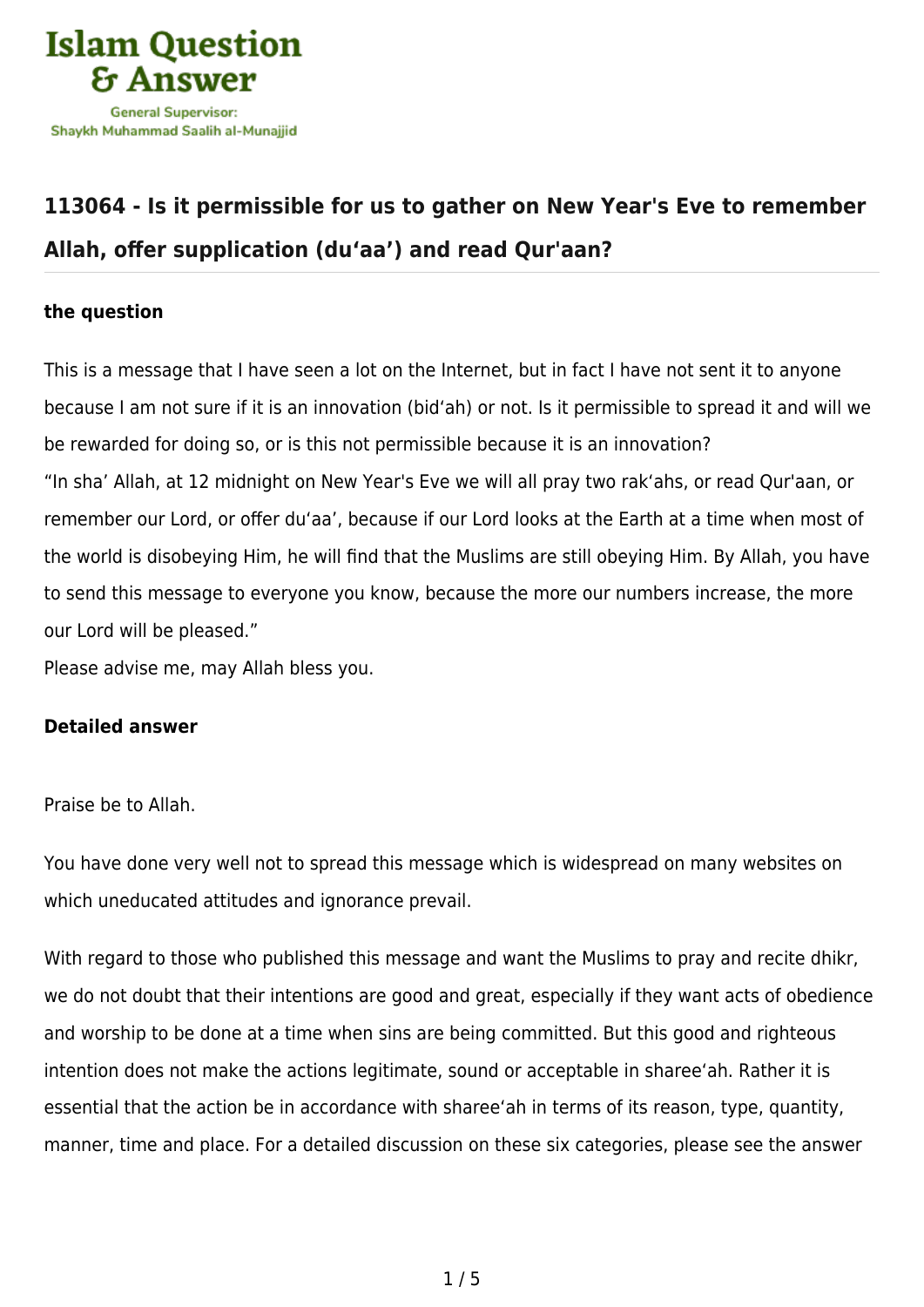# Islam Question & Answer

General Supervisor:
Shaykh Muhammad Saalih al-Munajjid

## 113064 - Is it permissible for us to gather on New Year's Eve to remember Allah, offer supplication (du'aa') and read Qur'aan?

### the question

This is a message that I have seen a lot on the Internet, but in fact I have not sent it to anyone because I am not sure if it is an innovation (bid'ah) or not. Is it permissible to spread it and will we be rewarded for doing so, or is this not permissible because it is an innovation?

"In sha' Allah, at 12 midnight on New Year's Eve we will all pray two rak'ahs, or read Qur'aan, or remember our Lord, or offer du'aa', because if our Lord looks at the Earth at a time when most of the world is disobeying Him, he will find that the Muslims are still obeying Him. By Allah, you have to send this message to everyone you know, because the more our numbers increase, the more our Lord will be pleased."

Please advise me, may Allah bless you.

### Detailed answer

Praise be to Allah.

You have done very well not to spread this message which is widespread on many websites on which uneducated attitudes and ignorance prevail.

With regard to those who published this message and want the Muslims to pray and recite dhikr, we do not doubt that their intentions are good and great, especially if they want acts of obedience and worship to be done at a time when sins are being committed. But this good and righteous intention does not make the actions legitimate, sound or acceptable in sharee'ah. Rather it is essential that the action be in accordance with sharee'ah in terms of its reason, type, quantity, manner, time and place. For a detailed discussion on these six categories, please see the answer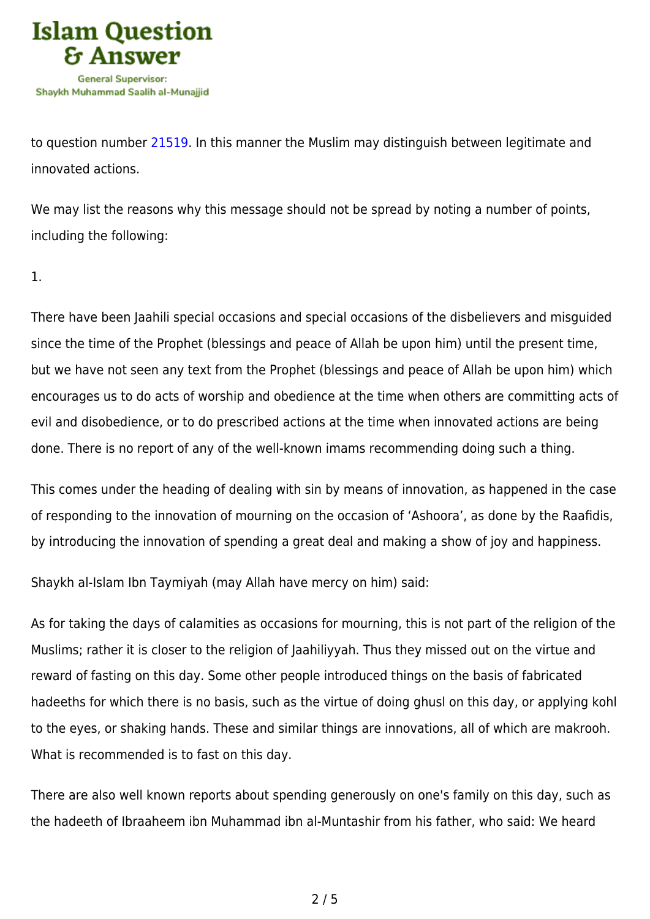to question number 21519. In this manner the Muslim may distinguish between legitimate and innovated actions.

We may list the reasons why this message should not be spread by noting a number of points, including the following:

1.

There have been Jaahili special occasions and special occasions of the disbelievers and misguided since the time of the Prophet (blessings and peace of Allah be upon him) until the present time, but we have not seen any text from the Prophet (blessings and peace of Allah be upon him) which encourages us to do acts of worship and obedience at the time when others are committing acts of evil and disobedience, or to do prescribed actions at the time when innovated actions are being done. There is no report of any of the well-known imams recommending doing such a thing.

This comes under the heading of dealing with sin by means of innovation, as happened in the case of responding to the innovation of mourning on the occasion of 'Ashoora', as done by the Raafidis, by introducing the innovation of spending a great deal and making a show of joy and happiness.

Shaykh al-Islam Ibn Taymiyah (may Allah have mercy on him) said:

As for taking the days of calamities as occasions for mourning, this is not part of the religion of the Muslims; rather it is closer to the religion of Jaahiliyyah. Thus they missed out on the virtue and reward of fasting on this day. Some other people introduced things on the basis of fabricated hadeeths for which there is no basis, such as the virtue of doing ghusl on this day, or applying kohl to the eyes, or shaking hands. These and similar things are innovations, all of which are makrooh. What is recommended is to fast on this day.

There are also well known reports about spending generously on one's family on this day, such as the hadeeth of Ibraaheem ibn Muhammad ibn al-Muntashir from his father, who said: We heard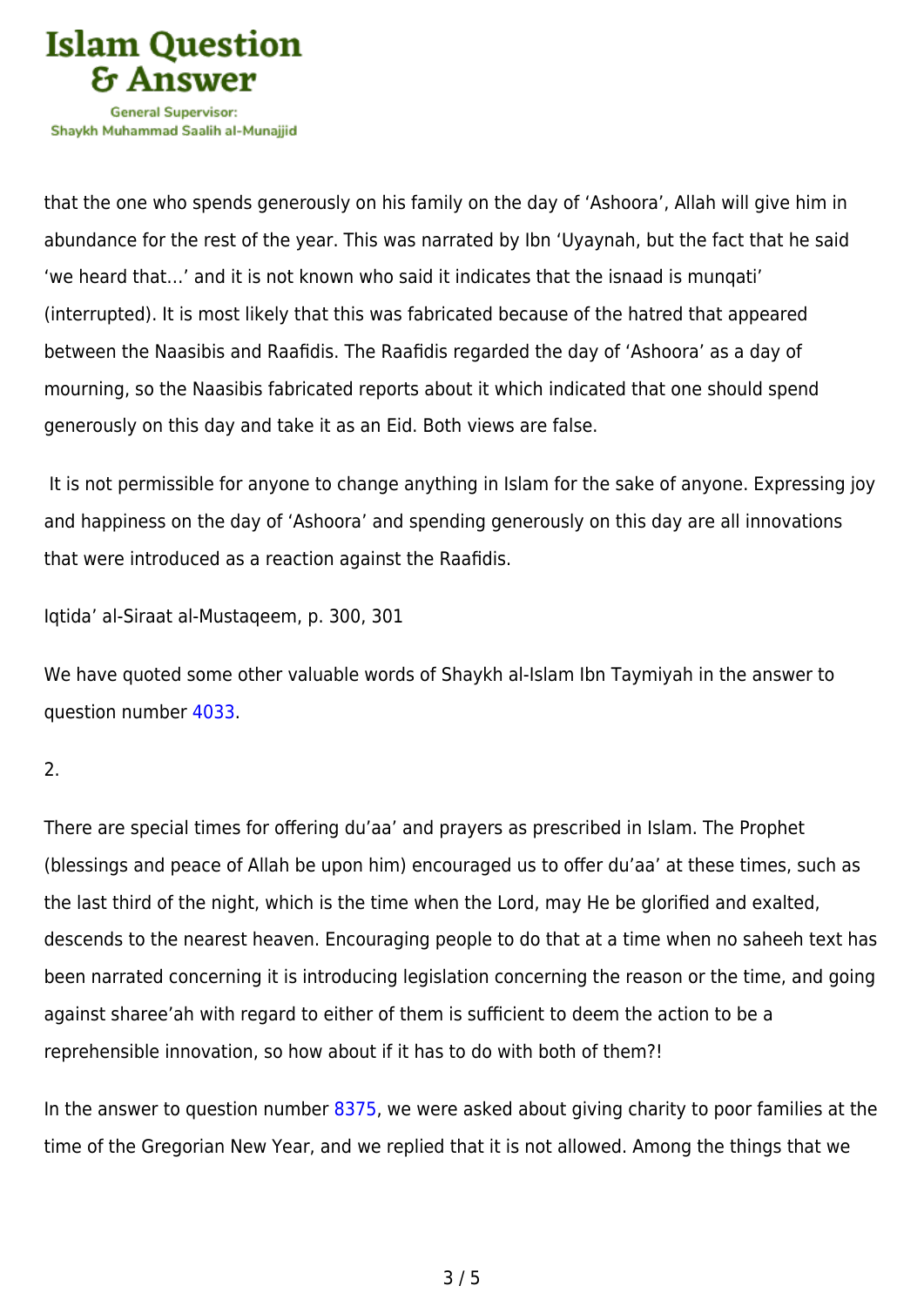that the one who spends generously on his family on the day of 'Ashoora', Allah will give him in abundance for the rest of the year. This was narrated by Ibn 'Uyaynah, but the fact that he said 'we heard that…' and it is not known who said it indicates that the isnaad is munqati' (interrupted). It is most likely that this was fabricated because of the hatred that appeared between the Naasibis and Raafidis. The Raafidis regarded the day of 'Ashoora' as a day of mourning, so the Naasibis fabricated reports about it which indicated that one should spend generously on this day and take it as an Eid. Both views are false.

It is not permissible for anyone to change anything in Islam for the sake of anyone. Expressing joy and happiness on the day of 'Ashoora' and spending generously on this day are all innovations that were introduced as a reaction against the Raafidis.

Iqtida' al-Siraat al-Mustaqeem, p. 300, 301

We have quoted some other valuable words of Shaykh al-Islam Ibn Taymiyah in the answer to question number 4033.

2.

There are special times for offering du'aa' and prayers as prescribed in Islam. The Prophet (blessings and peace of Allah be upon him) encouraged us to offer du'aa' at these times, such as the last third of the night, which is the time when the Lord, may He be glorified and exalted, descends to the nearest heaven. Encouraging people to do that at a time when no saheeh text has been narrated concerning it is introducing legislation concerning the reason or the time, and going against sharee'ah with regard to either of them is sufficient to deem the action to be a reprehensible innovation, so how about if it has to do with both of them?!

In the answer to question number 8375, we were asked about giving charity to poor families at the time of the Gregorian New Year, and we replied that it is not allowed. Among the things that we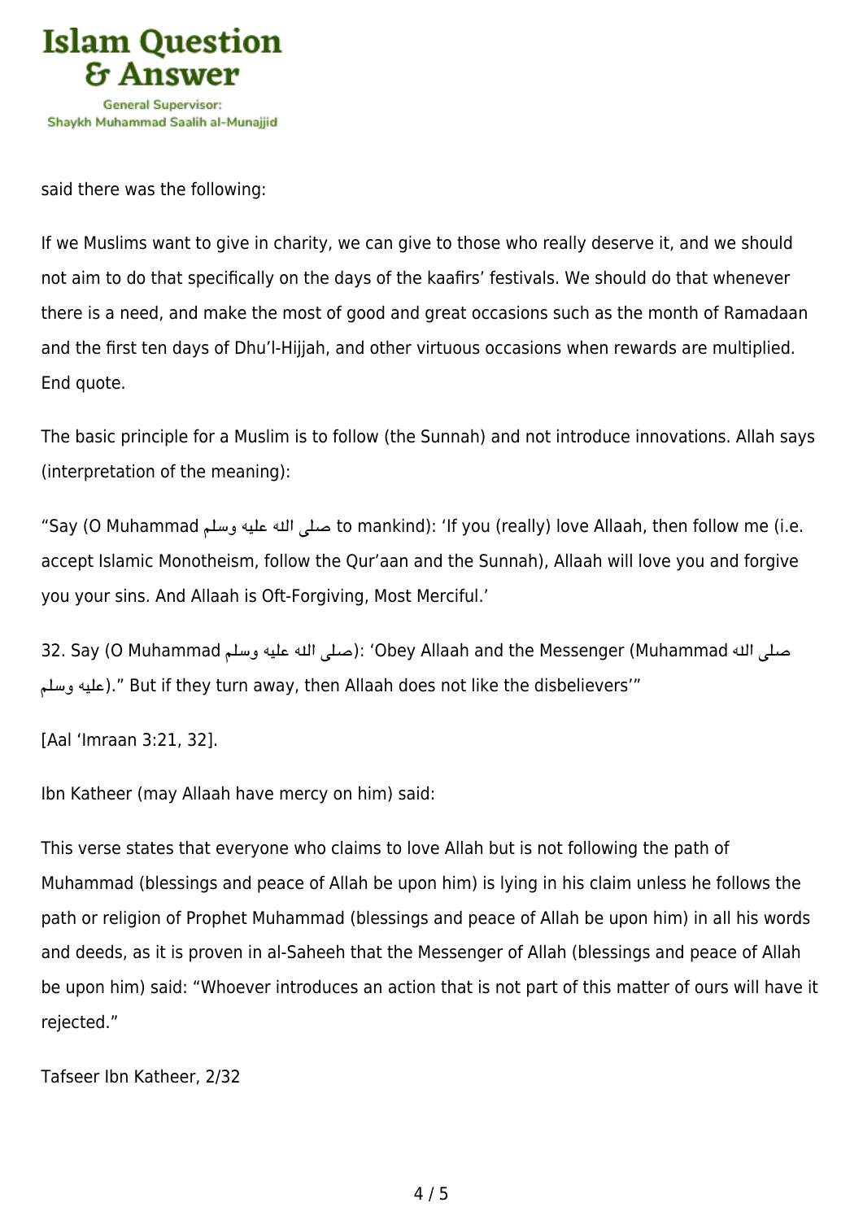said there was the following:

If we Muslims want to give in charity, we can give to those who really deserve it, and we should not aim to do that specifically on the days of the kaafirs' festivals. We should do that whenever there is a need, and make the most of good and great occasions such as the month of Ramadaan and the first ten days of Dhu'l-Hijjah, and other virtuous occasions when rewards are multiplied. End quote.

The basic principle for a Muslim is to follow (the Sunnah) and not introduce innovations. Allah says (interpretation of the meaning):

"Say (O Muhammad صلى الله عليه وسلم to mankind): 'If you (really) love Allaah, then follow me (i.e. accept Islamic Monotheism, follow the Qur'aan and the Sunnah), Allaah will love you and forgive you your sins. And Allaah is Oft-Forgiving, Most Merciful.'

32. Say (O Muhammad صلى الله عليه وسلم): 'Obey Allaah and the Messenger (Muhammad صلى الله عليه وسلم).' But if they turn away, then Allaah does not like the disbelievers'"

[Aal 'Imraan 3:21, 32].

Ibn Katheer (may Allaah have mercy on him) said:

This verse states that everyone who claims to love Allah but is not following the path of Muhammad (blessings and peace of Allah be upon him) is lying in his claim unless he follows the path or religion of Prophet Muhammad (blessings and peace of Allah be upon him) in all his words and deeds, as it is proven in al-Saheeh that the Messenger of Allah (blessings and peace of Allah be upon him) said: "Whoever introduces an action that is not part of this matter of ours will have it rejected."

Tafseer Ibn Katheer, 2/32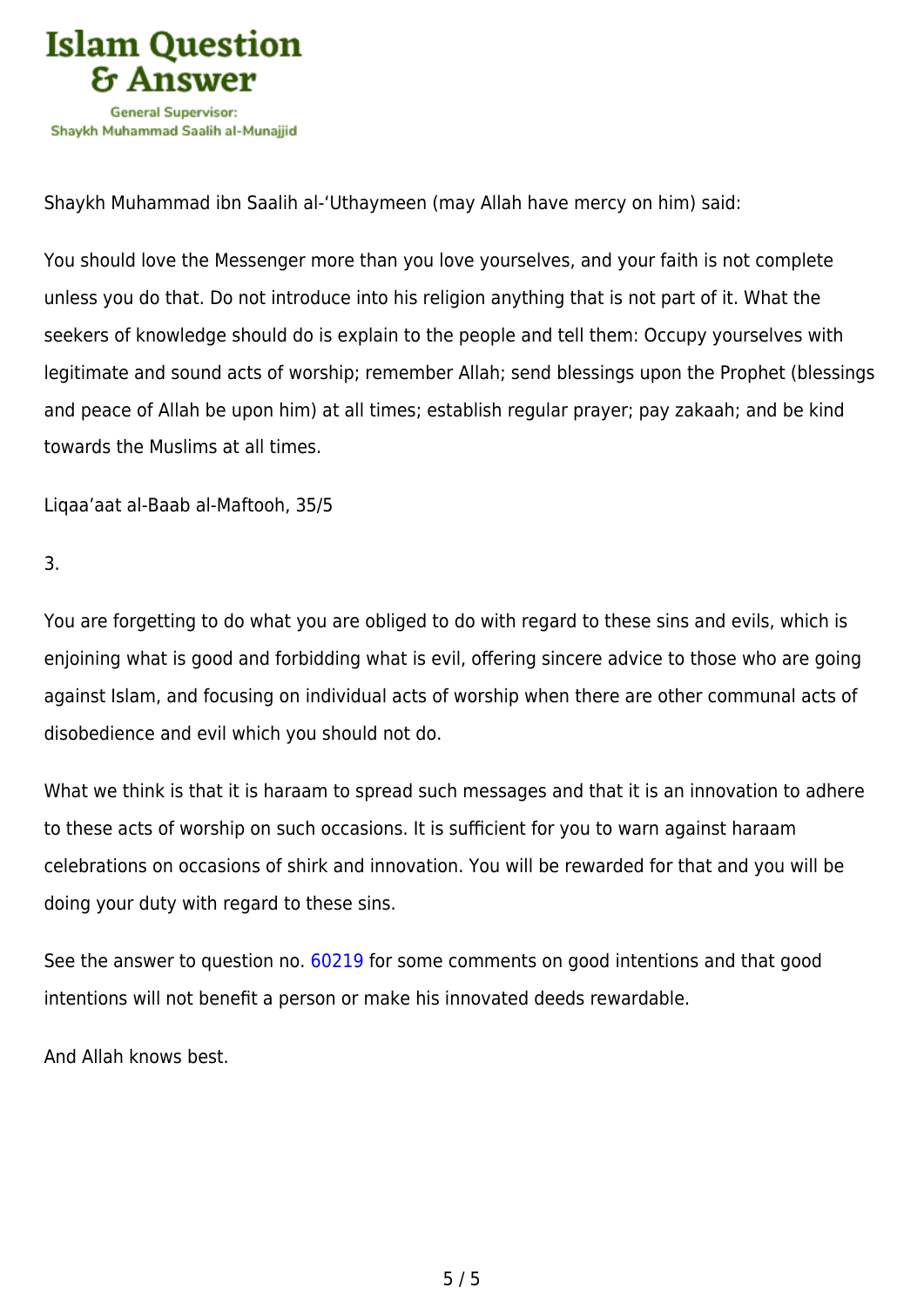Shaykh Muhammad ibn Saalih al-'Uthaymeen (may Allah have mercy on him) said:

You should love the Messenger more than you love yourselves, and your faith is not complete unless you do that. Do not introduce into his religion anything that is not part of it. What the seekers of knowledge should do is explain to the people and tell them: Occupy yourselves with legitimate and sound acts of worship; remember Allah; send blessings upon the Prophet (blessings and peace of Allah be upon him) at all times; establish regular prayer; pay zakaah; and be kind towards the Muslims at all times.

Liqaa'aat al-Baab al-Maftooh, 35/5

3.

You are forgetting to do what you are obliged to do with regard to these sins and evils, which is enjoining what is good and forbidding what is evil, offering sincere advice to those who are going against Islam, and focusing on individual acts of worship when there are other communal acts of disobedience and evil which you should not do.

What we think is that it is haraam to spread such messages and that it is an innovation to adhere to these acts of worship on such occasions. It is sufficient for you to warn against haraam celebrations on occasions of shirk and innovation. You will be rewarded for that and you will be doing your duty with regard to these sins.

See the answer to question no. 60219 for some comments on good intentions and that good intentions will not benefit a person or make his innovated deeds rewardable.

And Allah knows best.